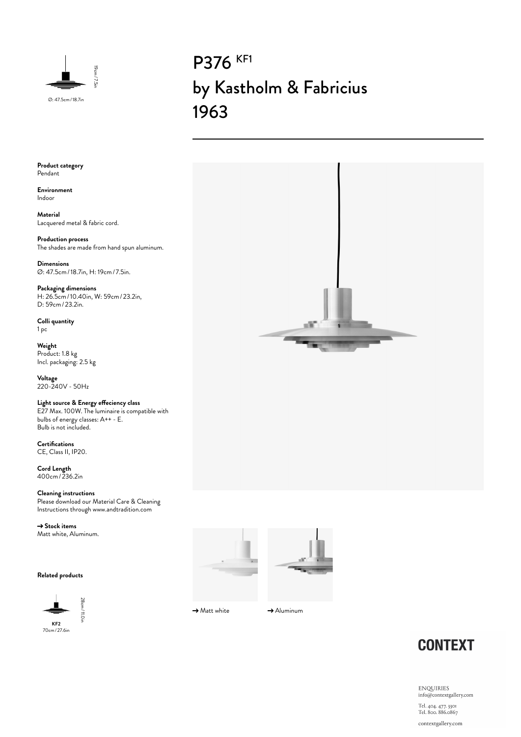19cm / 7.5in

Ø: 47.5cm / 18.7in

# P376 KF1
# by Kastholm & Fabricius
# 1963

**Product category**
Pendant

**Environment**
Indoor

**Material**
Lacquered metal & fabric cord.

**Production process**
The shades are made from hand spun aluminum.

**Dimensions**
Ø: 47.5cm / 18.7in, H: 19cm / 7.5in.

**Packaging dimensions**
H: 26.5cm / 10.40in, W: 59cm / 23.2in,
D: 59cm / 23.2in.

**Colli quantity**
1 pc

**Weight**
Product: 1.8 kg
Incl. packaging: 2.5 kg

**Voltage**
220-240V - 50Hz

**Light source & Energy effeciency class**
E27 Max. 100W. The luminaire is compatible with bulbs of energy classes: A++ - E.
Bulb is not included.

**Certifications**
CE, Class II, IP20.

**Cord Length**
400cm / 236.2in

**Cleaning instructions**
Please download our Material Care & Cleaning Instructions through www.andtradition.com

**→ Stock items**
Matt white, Aluminum.

**Related products**

28cm / 11.0in

**KF2**
70cm / 27.6in

→ Matt white

→ Aluminum

**CONTEXT**

ENQUIRIES
info@contextgallery.com

Tel. 404. 477. 3301
Tel. 800. 886.0867

contextgallery.com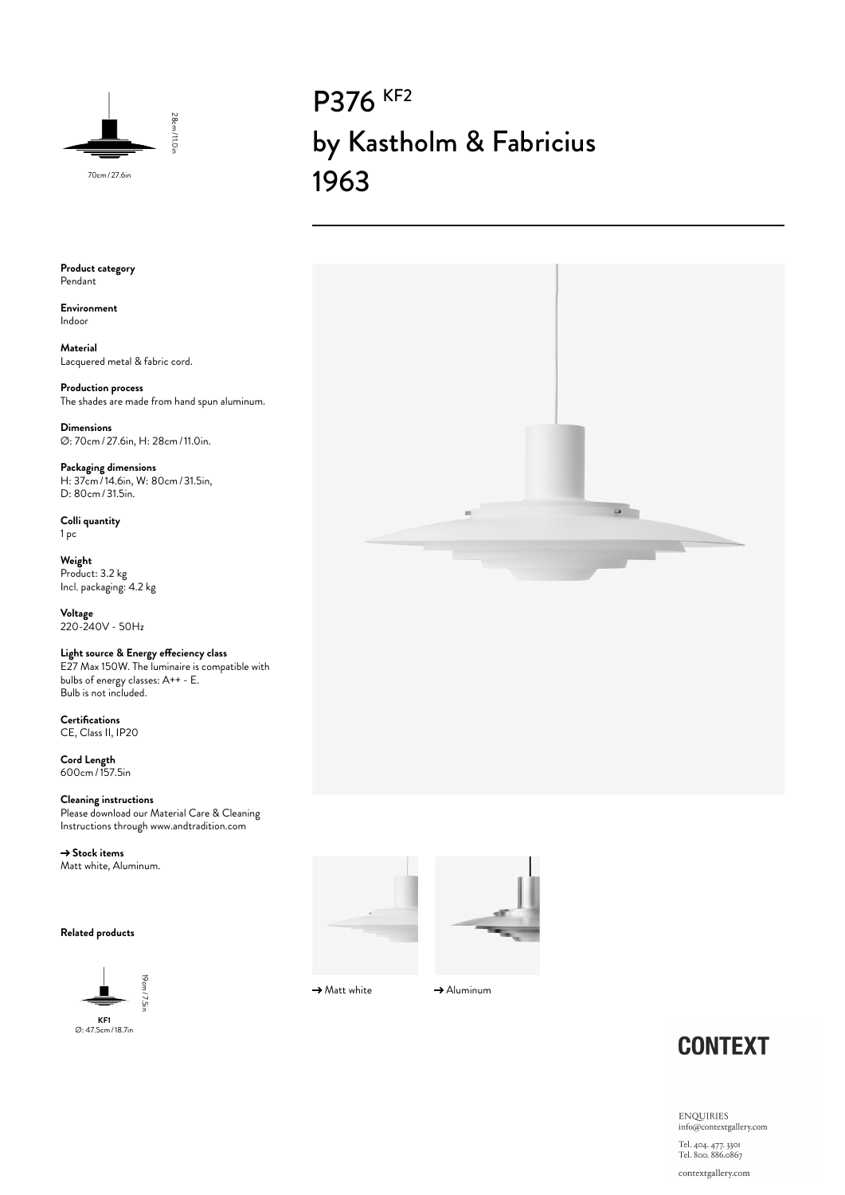70cm / 27.6in

28cm / 11.0in

# P376 KF2
# by Kastholm & Fabricius
# 1963

**Product category**
Pendant

**Environment**
Indoor

**Material**
Lacquered metal & fabric cord.

**Production process**
The shades are made from hand spun aluminum.

**Dimensions**
Ø: 70cm / 27.6in, H: 28cm / 11.0in.

**Packaging dimensions**
H: 37cm / 14.6in, W: 80cm / 31.5in, D: 80cm / 31.5in.

**Colli quantity**
1 pc

**Weight**
Product: 3.2 kg
Incl. packaging: 4.2 kg

**Voltage**
220-240V - 50Hz

**Light source & Energy effeciency class**
E27 Max 150W. The luminaire is compatible with bulbs of energy classes: A++ - E.
Bulb is not included.

**Certifications**
CE, Class II, IP20

**Cord Length**
600cm / 157.5in

**Cleaning instructions**
Please download our Material Care & Cleaning Instructions through www.andtradition.com

**→ Stock items**
Matt white, Aluminum.

**Related products**

19cm / 7.5in

**KF1**
Ø: 47.5cm / 18.7in

→ Matt white

→ Aluminum

**CONTEXT**

ENQUIRIES
info@contextgallery.com

Tel. 404. 477. 3301
Tel. 800. 886.0867

contextgallery.com